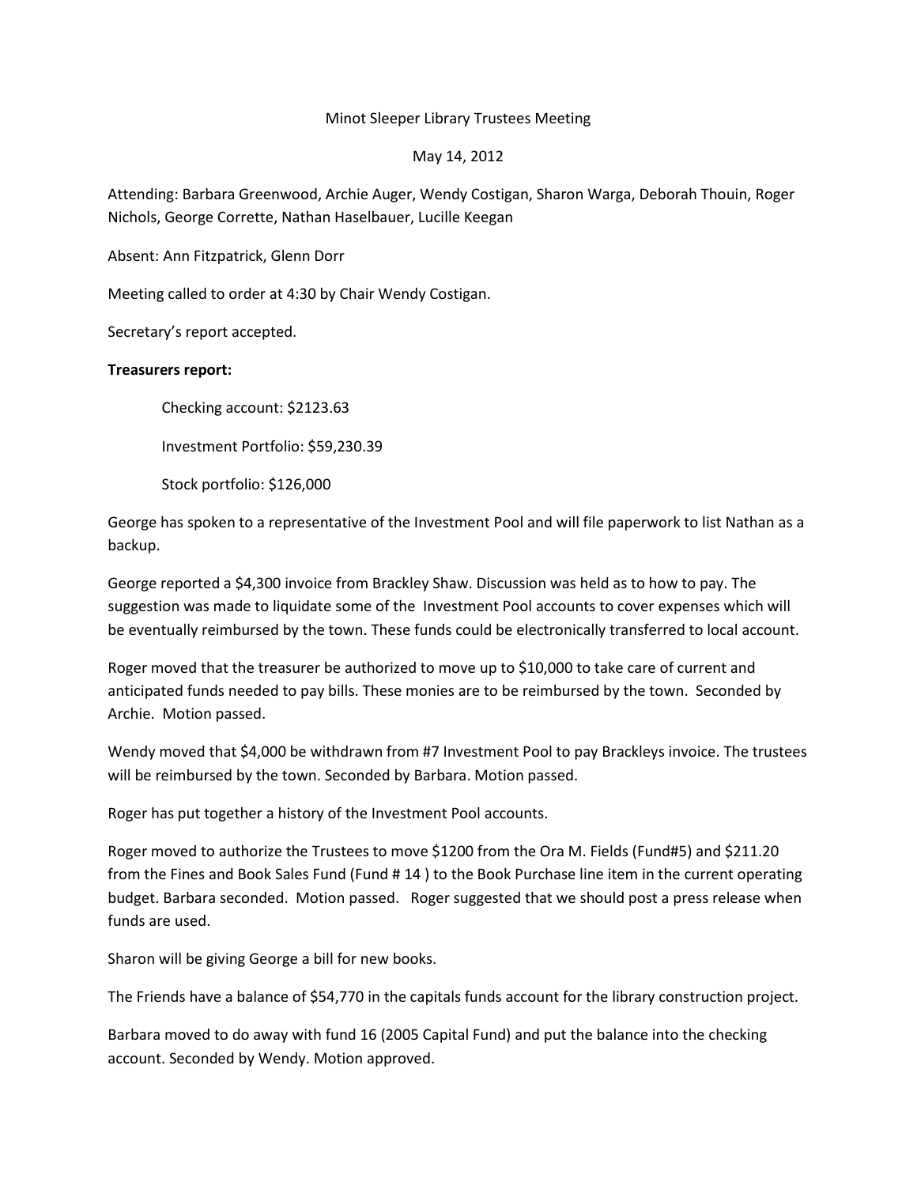Minot Sleeper Library Trustees Meeting

May 14, 2012

Attending: Barbara Greenwood, Archie Auger, Wendy Costigan, Sharon Warga, Deborah Thouin, Roger Nichols, George Corrette, Nathan Haselbauer, Lucille Keegan

Absent: Ann Fitzpatrick, Glenn Dorr

Meeting called to order at 4:30 by Chair Wendy Costigan.

Secretary's report accepted.

**Treasurers report:**

Checking account: $2123.63

Investment Portfolio: $59,230.39

Stock portfolio: $126,000

George has spoken to a representative of the Investment Pool and will file paperwork to list Nathan as a backup.

George reported a $4,300 invoice from Brackley Shaw. Discussion was held as to how to pay. The suggestion was made to liquidate some of the Investment Pool accounts to cover expenses which will be eventually reimbursed by the town. These funds could be electronically transferred to local account.

Roger moved that the treasurer be authorized to move up to $10,000 to take care of current and anticipated funds needed to pay bills. These monies are to be reimbursed by the town. Seconded by Archie. Motion passed.

Wendy moved that $4,000 be withdrawn from #7 Investment Pool to pay Brackleys invoice. The trustees will be reimbursed by the town. Seconded by Barbara. Motion passed.

Roger has put together a history of the Investment Pool accounts.

Roger moved to authorize the Trustees to move $1200 from the Ora M. Fields (Fund#5) and $211.20 from the Fines and Book Sales Fund (Fund # 14 ) to the Book Purchase line item in the current operating budget. Barbara seconded. Motion passed. Roger suggested that we should post a press release when funds are used.

Sharon will be giving George a bill for new books.

The Friends have a balance of $54,770 in the capitals funds account for the library construction project.

Barbara moved to do away with fund 16 (2005 Capital Fund) and put the balance into the checking account. Seconded by Wendy. Motion approved.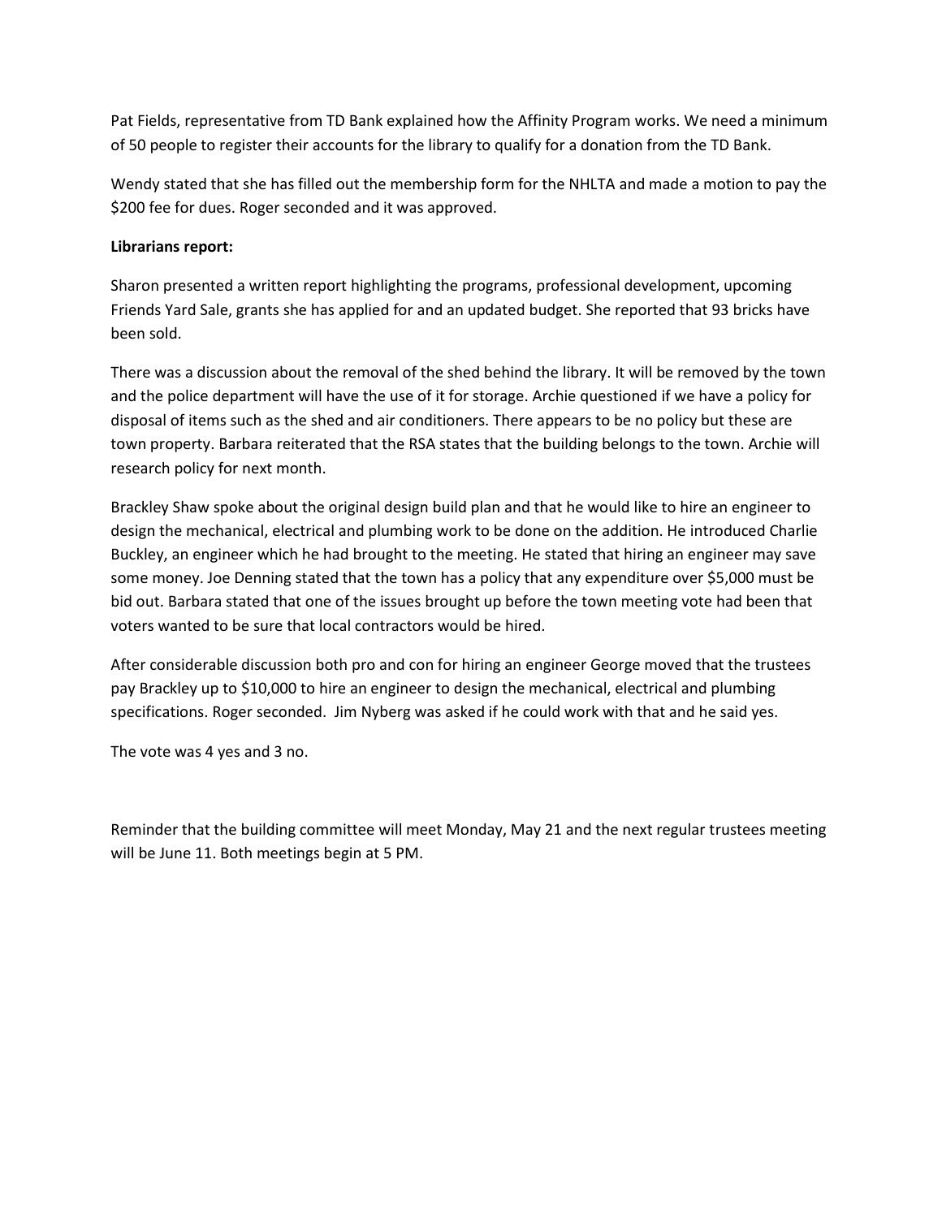Pat Fields, representative from TD Bank explained how the Affinity Program works. We need a minimum of 50 people to register their accounts for the library to qualify for a donation from the TD Bank.

Wendy stated that she has filled out the membership form for the NHLTA and made a motion to pay the $200 fee for dues. Roger seconded and it was approved.

**Librarians report:**

Sharon presented a written report highlighting the programs, professional development, upcoming Friends Yard Sale, grants she has applied for and an updated budget. She reported that 93 bricks have been sold.

There was a discussion about the removal of the shed behind the library. It will be removed by the town and the police department will have the use of it for storage. Archie questioned if we have a policy for disposal of items such as the shed and air conditioners. There appears to be no policy but these are town property. Barbara reiterated that the RSA states that the building belongs to the town. Archie will research policy for next month.

Brackley Shaw spoke about the original design build plan and that he would like to hire an engineer to design the mechanical, electrical and plumbing work to be done on the addition. He introduced Charlie Buckley, an engineer which he had brought to the meeting. He stated that hiring an engineer may save some money. Joe Denning stated that the town has a policy that any expenditure over $5,000 must be bid out. Barbara stated that one of the issues brought up before the town meeting vote had been that voters wanted to be sure that local contractors would be hired.

After considerable discussion both pro and con for hiring an engineer George moved that the trustees pay Brackley up to $10,000 to hire an engineer to design the mechanical, electrical and plumbing specifications. Roger seconded. Jim Nyberg was asked if he could work with that and he said yes.

The vote was 4 yes and 3 no.

Reminder that the building committee will meet Monday, May 21 and the next regular trustees meeting will be June 11. Both meetings begin at 5 PM.